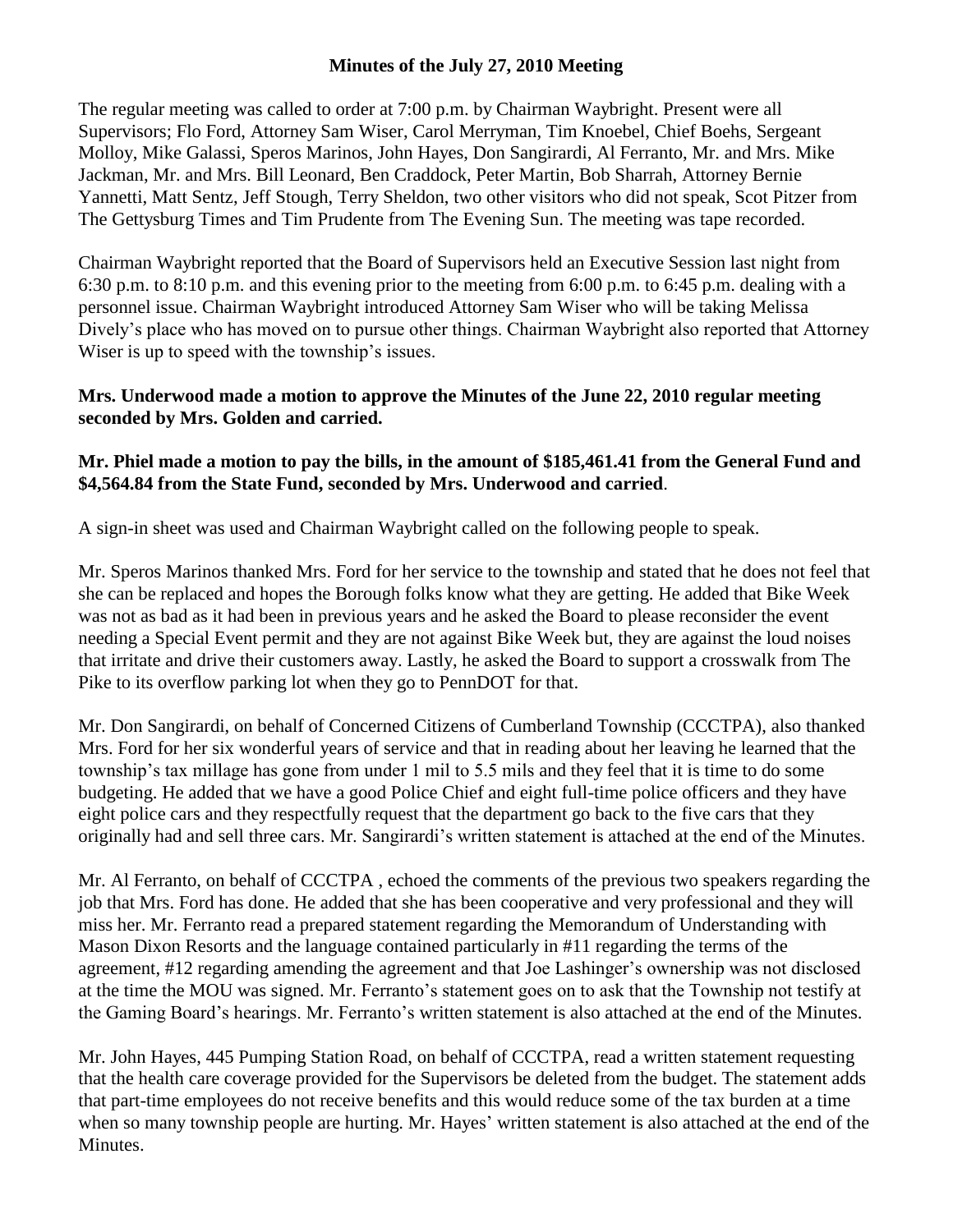# Minutes of the July 27, 2010 Meeting

The regular meeting was called to order at 7:00 p.m. by Chairman Waybright. Present were all Supervisors; Flo Ford, Attorney Sam Wiser, Carol Merryman, Tim Knoebel, Chief Boehs, Sergeant Molloy, Mike Galassi, Speros Marinos, John Hayes, Don Sangirardi, Al Ferranto, Mr. and Mrs. Mike Jackman, Mr. and Mrs. Bill Leonard, Ben Craddock, Peter Martin, Bob Sharrah, Attorney Bernie Yannetti, Matt Sentz, Jeff Stough, Terry Sheldon, two other visitors who did not speak, Scot Pitzer from The Gettysburg Times and Tim Prudente from The Evening Sun. The meeting was tape recorded.

Chairman Waybright reported that the Board of Supervisors held an Executive Session last night from 6:30 p.m. to 8:10 p.m. and this evening prior to the meeting from 6:00 p.m. to 6:45 p.m. dealing with a personnel issue. Chairman Waybright introduced Attorney Sam Wiser who will be taking Melissa Dively's place who has moved on to pursue other things. Chairman Waybright also reported that Attorney Wiser is up to speed with the township's issues.

**Mrs. Underwood made a motion to approve the Minutes of the June 22, 2010 regular meeting seconded by Mrs. Golden and carried.**

**Mr. Phiel made a motion to pay the bills, in the amount of $185,461.41 from the General Fund and $4,564.84 from the State Fund, seconded by Mrs. Underwood and carried**.

A sign-in sheet was used and Chairman Waybright called on the following people to speak.

Mr. Speros Marinos thanked Mrs. Ford for her service to the township and stated that he does not feel that she can be replaced and hopes the Borough folks know what they are getting. He added that Bike Week was not as bad as it had been in previous years and he asked the Board to please reconsider the event needing a Special Event permit and they are not against Bike Week but, they are against the loud noises that irritate and drive their customers away. Lastly, he asked the Board to support a crosswalk from The Pike to its overflow parking lot when they go to PennDOT for that.

Mr. Don Sangirardi, on behalf of Concerned Citizens of Cumberland Township (CCCTPA), also thanked Mrs. Ford for her six wonderful years of service and that in reading about her leaving he learned that the township's tax millage has gone from under 1 mil to 5.5 mils and they feel that it is time to do some budgeting. He added that we have a good Police Chief and eight full-time police officers and they have eight police cars and they respectfully request that the department go back to the five cars that they originally had and sell three cars. Mr. Sangirardi's written statement is attached at the end of the Minutes.

Mr. Al Ferranto, on behalf of CCCTPA , echoed the comments of the previous two speakers regarding the job that Mrs. Ford has done. He added that she has been cooperative and very professional and they will miss her. Mr. Ferranto read a prepared statement regarding the Memorandum of Understanding with Mason Dixon Resorts and the language contained particularly in #11 regarding the terms of the agreement, #12 regarding amending the agreement and that Joe Lashinger's ownership was not disclosed at the time the MOU was signed. Mr. Ferranto's statement goes on to ask that the Township not testify at the Gaming Board's hearings. Mr. Ferranto's written statement is also attached at the end of the Minutes.

Mr. John Hayes, 445 Pumping Station Road, on behalf of CCCTPA, read a written statement requesting that the health care coverage provided for the Supervisors be deleted from the budget. The statement adds that part-time employees do not receive benefits and this would reduce some of the tax burden at a time when so many township people are hurting. Mr. Hayes' written statement is also attached at the end of the Minutes.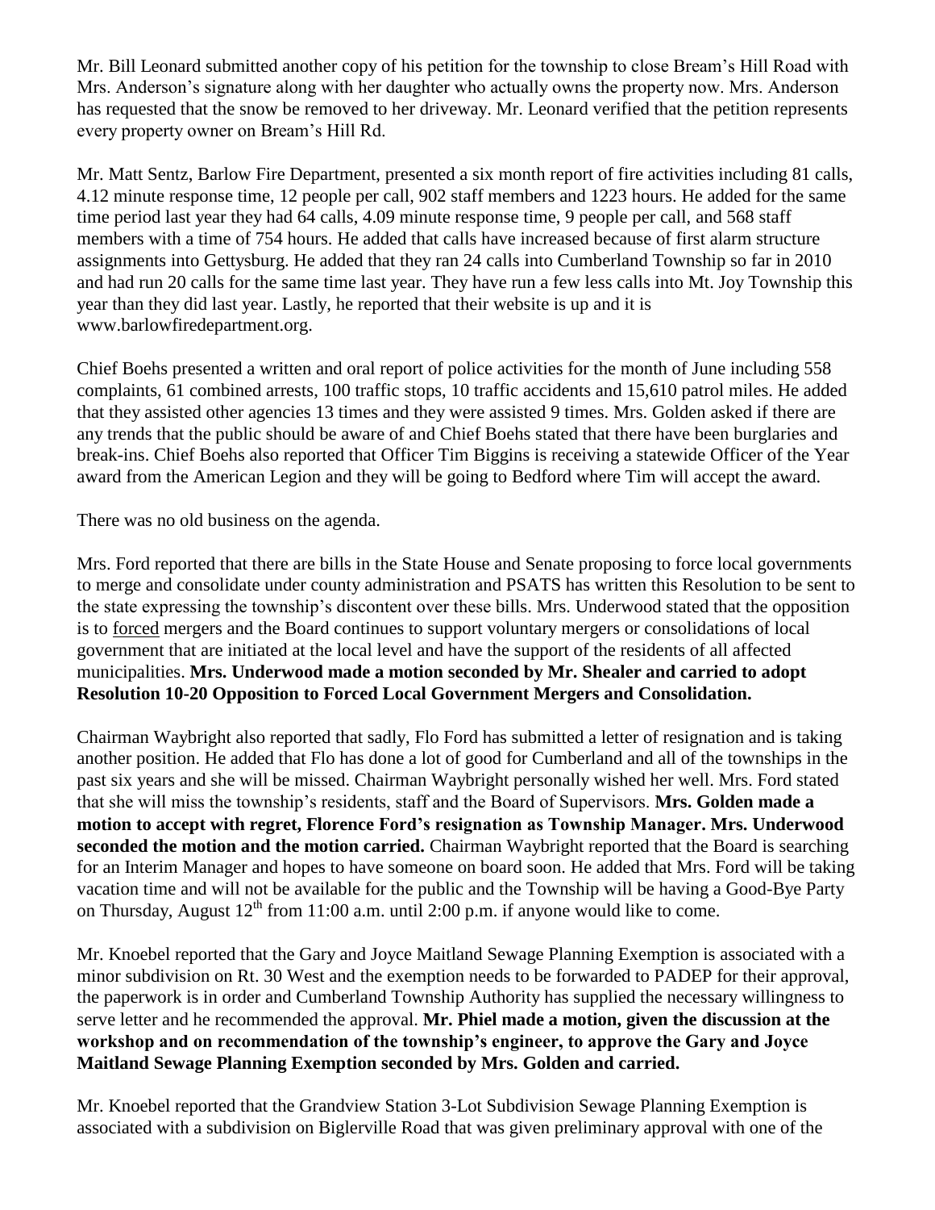Mr. Bill Leonard submitted another copy of his petition for the township to close Bream's Hill Road with Mrs. Anderson's signature along with her daughter who actually owns the property now. Mrs. Anderson has requested that the snow be removed to her driveway. Mr. Leonard verified that the petition represents every property owner on Bream's Hill Rd.

Mr. Matt Sentz, Barlow Fire Department, presented a six month report of fire activities including 81 calls, 4.12 minute response time, 12 people per call, 902 staff members and 1223 hours. He added for the same time period last year they had 64 calls, 4.09 minute response time, 9 people per call, and 568 staff members with a time of 754 hours. He added that calls have increased because of first alarm structure assignments into Gettysburg. He added that they ran 24 calls into Cumberland Township so far in 2010 and had run 20 calls for the same time last year. They have run a few less calls into Mt. Joy Township this year than they did last year. Lastly, he reported that their website is up and it is www.barlowfiredepartment.org.

Chief Boehs presented a written and oral report of police activities for the month of June including 558 complaints, 61 combined arrests, 100 traffic stops, 10 traffic accidents and 15,610 patrol miles. He added that they assisted other agencies 13 times and they were assisted 9 times. Mrs. Golden asked if there are any trends that the public should be aware of and Chief Boehs stated that there have been burglaries and break-ins. Chief Boehs also reported that Officer Tim Biggins is receiving a statewide Officer of the Year award from the American Legion and they will be going to Bedford where Tim will accept the award.

There was no old business on the agenda.

Mrs. Ford reported that there are bills in the State House and Senate proposing to force local governments to merge and consolidate under county administration and PSATS has written this Resolution to be sent to the state expressing the township's discontent over these bills. Mrs. Underwood stated that the opposition is to forced mergers and the Board continues to support voluntary mergers or consolidations of local government that are initiated at the local level and have the support of the residents of all affected municipalities. **Mrs. Underwood made a motion seconded by Mr. Shealer and carried to adopt Resolution 10-20 Opposition to Forced Local Government Mergers and Consolidation.**

Chairman Waybright also reported that sadly, Flo Ford has submitted a letter of resignation and is taking another position. He added that Flo has done a lot of good for Cumberland and all of the townships in the past six years and she will be missed. Chairman Waybright personally wished her well. Mrs. Ford stated that she will miss the township's residents, staff and the Board of Supervisors. **Mrs. Golden made a motion to accept with regret, Florence Ford's resignation as Township Manager. Mrs. Underwood seconded the motion and the motion carried.** Chairman Waybright reported that the Board is searching for an Interim Manager and hopes to have someone on board soon. He added that Mrs. Ford will be taking vacation time and will not be available for the public and the Township will be having a Good-Bye Party on Thursday, August 12th from 11:00 a.m. until 2:00 p.m. if anyone would like to come.

Mr. Knoebel reported that the Gary and Joyce Maitland Sewage Planning Exemption is associated with a minor subdivision on Rt. 30 West and the exemption needs to be forwarded to PADEP for their approval, the paperwork is in order and Cumberland Township Authority has supplied the necessary willingness to serve letter and he recommended the approval. **Mr. Phiel made a motion, given the discussion at the workshop and on recommendation of the township's engineer, to approve the Gary and Joyce Maitland Sewage Planning Exemption seconded by Mrs. Golden and carried.**

Mr. Knoebel reported that the Grandview Station 3-Lot Subdivision Sewage Planning Exemption is associated with a subdivision on Biglerville Road that was given preliminary approval with one of the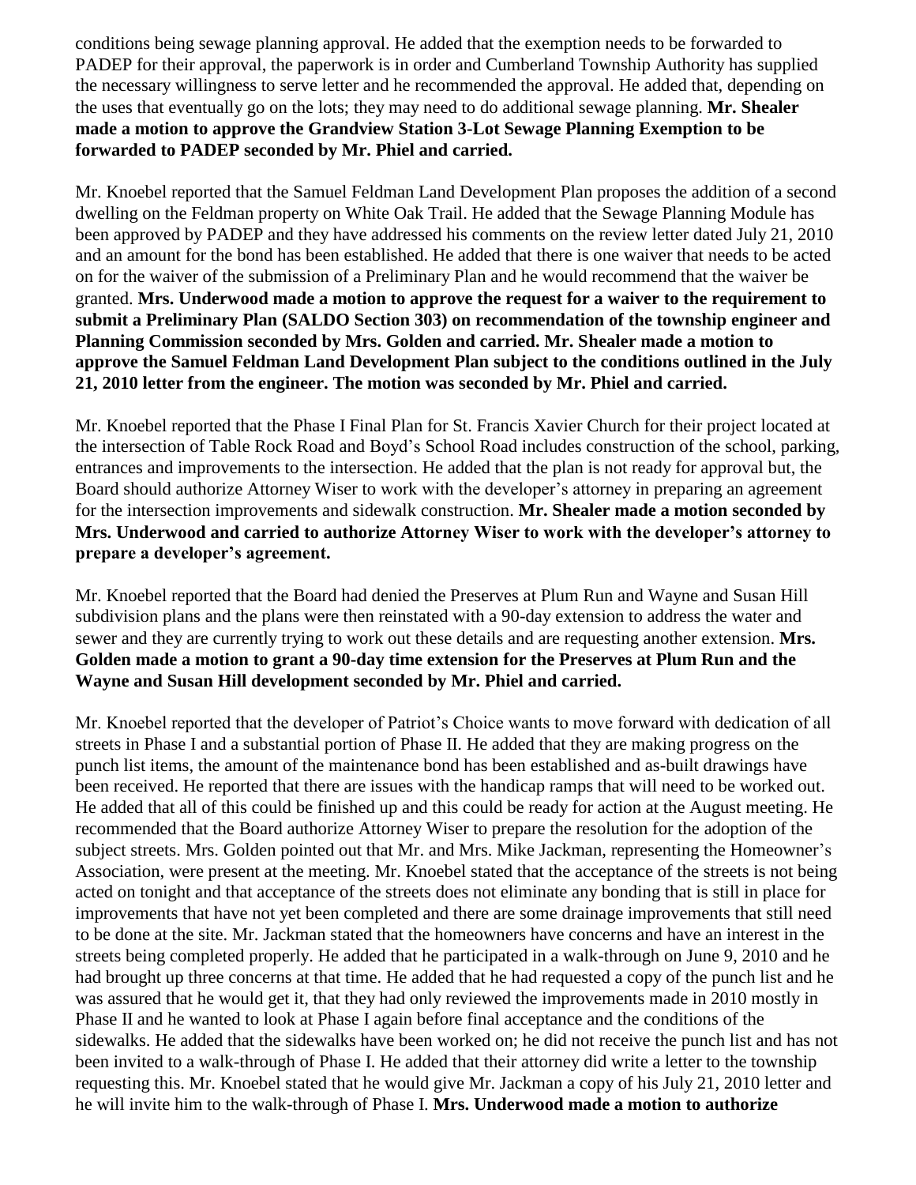conditions being sewage planning approval. He added that the exemption needs to be forwarded to PADEP for their approval, the paperwork is in order and Cumberland Township Authority has supplied the necessary willingness to serve letter and he recommended the approval. He added that, depending on the uses that eventually go on the lots; they may need to do additional sewage planning. **Mr. Shealer made a motion to approve the Grandview Station 3-Lot Sewage Planning Exemption to be forwarded to PADEP seconded by Mr. Phiel and carried.**

Mr. Knoebel reported that the Samuel Feldman Land Development Plan proposes the addition of a second dwelling on the Feldman property on White Oak Trail. He added that the Sewage Planning Module has been approved by PADEP and they have addressed his comments on the review letter dated July 21, 2010 and an amount for the bond has been established. He added that there is one waiver that needs to be acted on for the waiver of the submission of a Preliminary Plan and he would recommend that the waiver be granted. **Mrs. Underwood made a motion to approve the request for a waiver to the requirement to submit a Preliminary Plan (SALDO Section 303) on recommendation of the township engineer and Planning Commission seconded by Mrs. Golden and carried. Mr. Shealer made a motion to approve the Samuel Feldman Land Development Plan subject to the conditions outlined in the July 21, 2010 letter from the engineer. The motion was seconded by Mr. Phiel and carried.**

Mr. Knoebel reported that the Phase I Final Plan for St. Francis Xavier Church for their project located at the intersection of Table Rock Road and Boyd's School Road includes construction of the school, parking, entrances and improvements to the intersection. He added that the plan is not ready for approval but, the Board should authorize Attorney Wiser to work with the developer's attorney in preparing an agreement for the intersection improvements and sidewalk construction. **Mr. Shealer made a motion seconded by Mrs. Underwood and carried to authorize Attorney Wiser to work with the developer's attorney to prepare a developer's agreement.**

Mr. Knoebel reported that the Board had denied the Preserves at Plum Run and Wayne and Susan Hill subdivision plans and the plans were then reinstated with a 90-day extension to address the water and sewer and they are currently trying to work out these details and are requesting another extension. **Mrs. Golden made a motion to grant a 90-day time extension for the Preserves at Plum Run and the Wayne and Susan Hill development seconded by Mr. Phiel and carried.**

Mr. Knoebel reported that the developer of Patriot's Choice wants to move forward with dedication of all streets in Phase I and a substantial portion of Phase II. He added that they are making progress on the punch list items, the amount of the maintenance bond has been established and as-built drawings have been received. He reported that there are issues with the handicap ramps that will need to be worked out. He added that all of this could be finished up and this could be ready for action at the August meeting. He recommended that the Board authorize Attorney Wiser to prepare the resolution for the adoption of the subject streets. Mrs. Golden pointed out that Mr. and Mrs. Mike Jackman, representing the Homeowner's Association, were present at the meeting. Mr. Knoebel stated that the acceptance of the streets is not being acted on tonight and that acceptance of the streets does not eliminate any bonding that is still in place for improvements that have not yet been completed and there are some drainage improvements that still need to be done at the site. Mr. Jackman stated that the homeowners have concerns and have an interest in the streets being completed properly. He added that he participated in a walk-through on June 9, 2010 and he had brought up three concerns at that time. He added that he had requested a copy of the punch list and he was assured that he would get it, that they had only reviewed the improvements made in 2010 mostly in Phase II and he wanted to look at Phase I again before final acceptance and the conditions of the sidewalks. He added that the sidewalks have been worked on; he did not receive the punch list and has not been invited to a walk-through of Phase I. He added that their attorney did write a letter to the township requesting this. Mr. Knoebel stated that he would give Mr. Jackman a copy of his July 21, 2010 letter and he will invite him to the walk-through of Phase I. **Mrs. Underwood made a motion to authorize**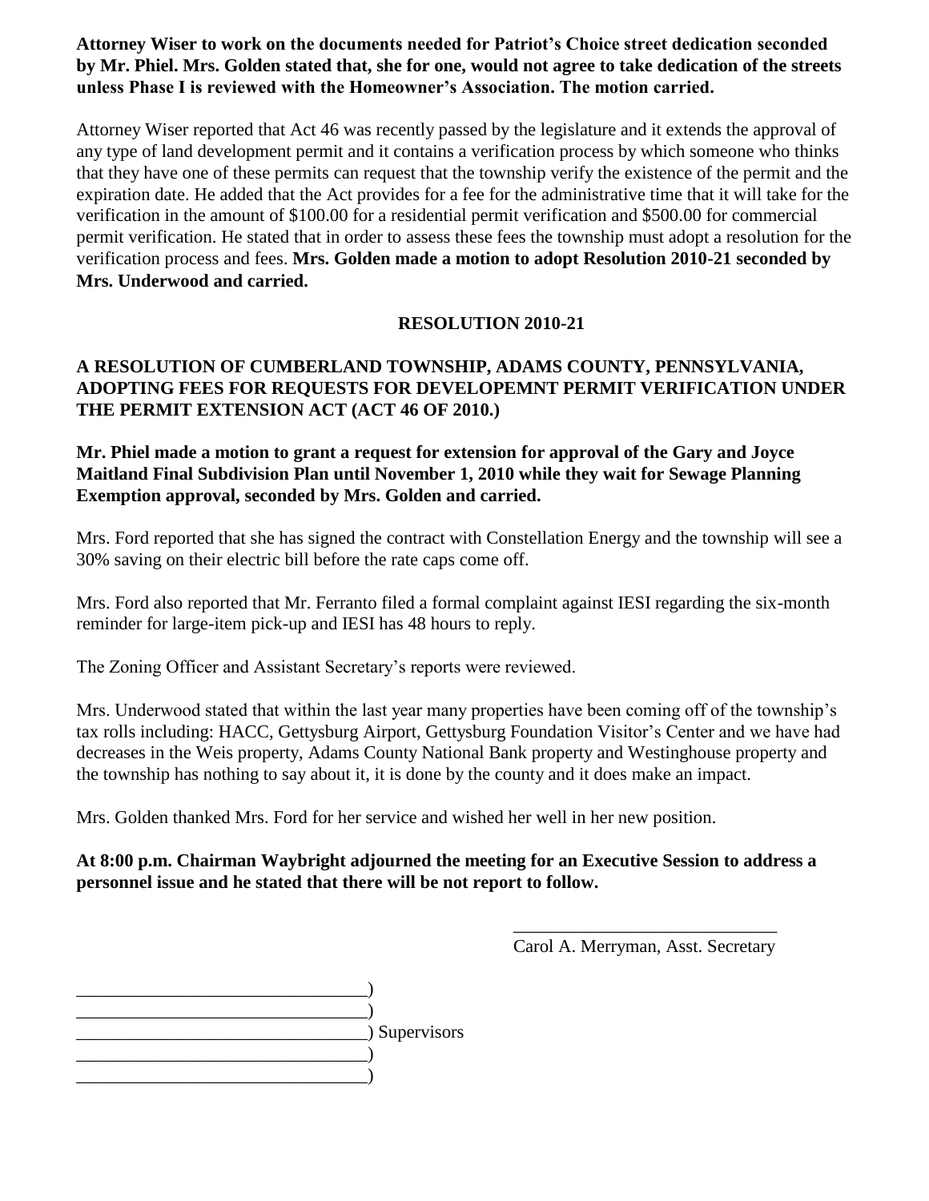**Attorney Wiser to work on the documents needed for Patriot's Choice street dedication seconded by Mr. Phiel. Mrs. Golden stated that, she for one, would not agree to take dedication of the streets unless Phase I is reviewed with the Homeowner's Association. The motion carried.**

Attorney Wiser reported that Act 46 was recently passed by the legislature and it extends the approval of any type of land development permit and it contains a verification process by which someone who thinks that they have one of these permits can request that the township verify the existence of the permit and the expiration date. He added that the Act provides for a fee for the administrative time that it will take for the verification in the amount of $100.00 for a residential permit verification and $500.00 for commercial permit verification. He stated that in order to assess these fees the township must adopt a resolution for the verification process and fees. **Mrs. Golden made a motion to adopt Resolution 2010-21 seconded by Mrs. Underwood and carried.**

**RESOLUTION 2010-21**

**A RESOLUTION OF CUMBERLAND TOWNSHIP, ADAMS COUNTY, PENNSYLVANIA, ADOPTING FEES FOR REQUESTS FOR DEVELOPEMNT PERMIT VERIFICATION UNDER THE PERMIT EXTENSION ACT (ACT 46 OF 2010.)**

**Mr. Phiel made a motion to grant a request for extension for approval of the Gary and Joyce Maitland Final Subdivision Plan until November 1, 2010 while they wait for Sewage Planning Exemption approval, seconded by Mrs. Golden and carried.**

Mrs. Ford reported that she has signed the contract with Constellation Energy and the township will see a 30% saving on their electric bill before the rate caps come off.

Mrs. Ford also reported that Mr. Ferranto filed a formal complaint against IESI regarding the six-month reminder for large-item pick-up and IESI has 48 hours to reply.

The Zoning Officer and Assistant Secretary's reports were reviewed.

Mrs. Underwood stated that within the last year many properties have been coming off of the township's tax rolls including: HACC, Gettysburg Airport, Gettysburg Foundation Visitor's Center and we have had decreases in the Weis property, Adams County National Bank property and Westinghouse property and the township has nothing to say about it, it is done by the county and it does make an impact.

Mrs. Golden thanked Mrs. Ford for her service and wished her well in her new position.

**At 8:00 p.m. Chairman Waybright adjourned the meeting for an Executive Session to address a personnel issue and he stated that there will be not report to follow.**

\_\_\_\_\_\_\_\_\_\_\_\_\_\_\_\_\_\_\_\_\_\_\_\_\_\_\_\_\_\_
Carol A. Merryman, Asst. Secretary

\_\_\_\_\_\_\_\_\_\_\_\_\_\_\_\_\_\_\_\_\_\_\_\_\_\_\_\_\_\_)
\_\_\_\_\_\_\_\_\_\_\_\_\_\_\_\_\_\_\_\_\_\_\_\_\_\_\_\_\_\_)
\_\_\_\_\_\_\_\_\_\_\_\_\_\_\_\_\_\_\_\_\_\_\_\_\_\_\_\_\_\_) Supervisors
\_\_\_\_\_\_\_\_\_\_\_\_\_\_\_\_\_\_\_\_\_\_\_\_\_\_\_\_\_\_)
\_\_\_\_\_\_\_\_\_\_\_\_\_\_\_\_\_\_\_\_\_\_\_\_\_\_\_\_\_\_)